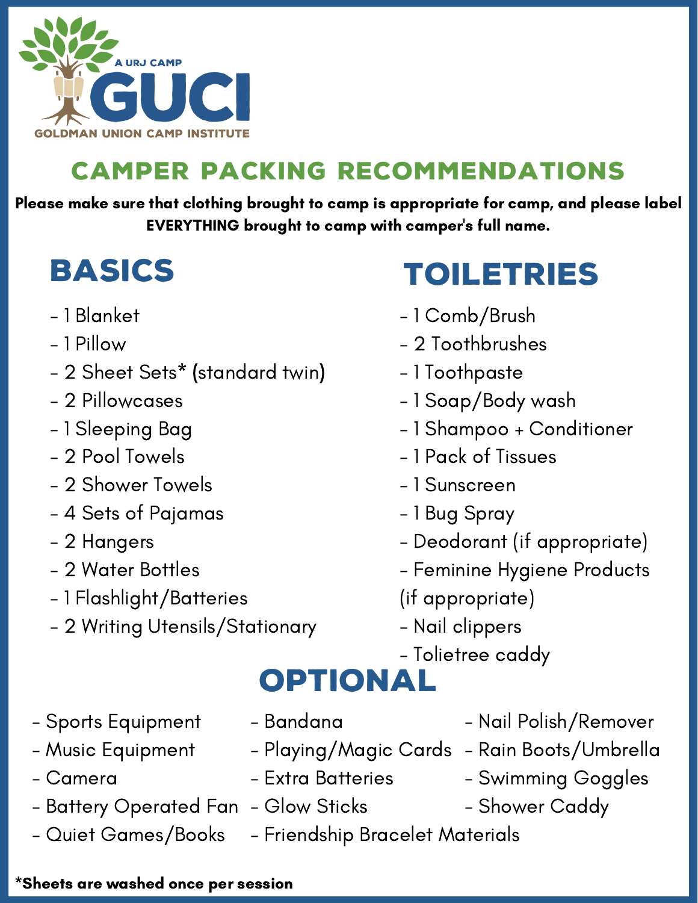A URJ CAMP

# GUCI

GOLDMAN UNION CAMP INSTITUTE

## CAMPER PACKING RECOMMENDATIONS

**Please make sure that clothing brought to camp is appropriate for camp, and please label EVERYTHING brought to camp with camper's full name.**

### BASICS

- 1 Blanket
- 1 Pillow
- 2 Sheet Sets* (standard twin)
- 2 Pillowcases
- 1 Sleeping Bag
- 2 Pool Towels
- 2 Shower Towels
- 4 Sets of Pajamas
- 2 Hangers
- 2 Water Bottles
- 1 Flashlight/Batteries
- 2 Writing Utensils/Stationary

### TOILETRIES

- 1 Comb/Brush
- 2 Toothbrushes
- 1 Toothpaste
- 1 Soap/Body wash
- 1 Shampoo + Conditioner
- 1 Pack of Tissues
- 1 Sunscreen
- 1 Bug Spray
- Deodorant (if appropriate)
- Feminine Hygiene Products (if appropriate)
- Nail clippers
- Tolietree caddy

### OPTIONAL

- Sports Equipment
- Music Equipment
- Camera
- Battery Operated Fan
- Quiet Games/Books
- Bandana
- Playing/Magic Cards
- Extra Batteries
- Glow Sticks
- Friendship Bracelet Materials
- Nail Polish/Remover
- Rain Boots/Umbrella
- Swimming Goggles
- Shower Caddy

***Sheets are washed once per session**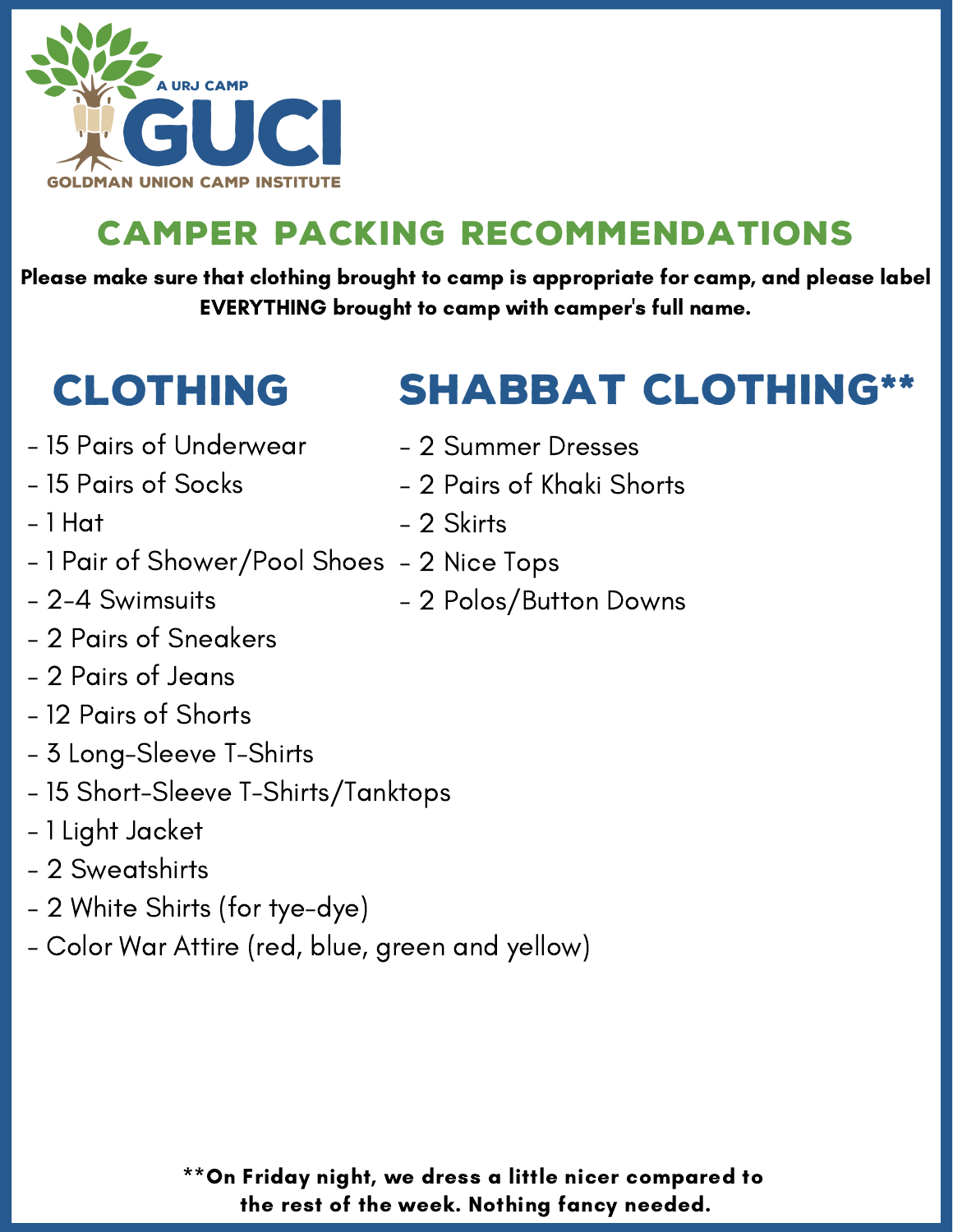A URJ CAMP

# GUCI

GOLDMAN UNION CAMP INSTITUTE

## CAMPER PACKING RECOMMENDATIONS

**Please make sure that clothing brought to camp is appropriate for camp, and please label EVERYTHING brought to camp with camper's full name.**

## CLOTHING

- 15 Pairs of Underwear
- 15 Pairs of Socks
- 1 Hat
- 1 Pair of Shower/Pool Shoes
- 2-4 Swimsuits
- 2 Pairs of Sneakers
- 2 Pairs of Jeans
- 12 Pairs of Shorts
- 3 Long-Sleeve T-Shirts
- 15 Short-Sleeve T-Shirts/Tanktops
- 1 Light Jacket
- 2 Sweatshirts
- 2 White Shirts (for tye-dye)
- Color War Attire (red, blue, green and yellow)

## SHABBAT CLOTHING**

- 2 Summer Dresses
- 2 Pairs of Khaki Shorts
- 2 Skirts
- 2 Nice Tops
- 2 Polos/Button Downs

**\*\*On Friday night, we dress a little nicer compared to the rest of the week. Nothing fancy needed.**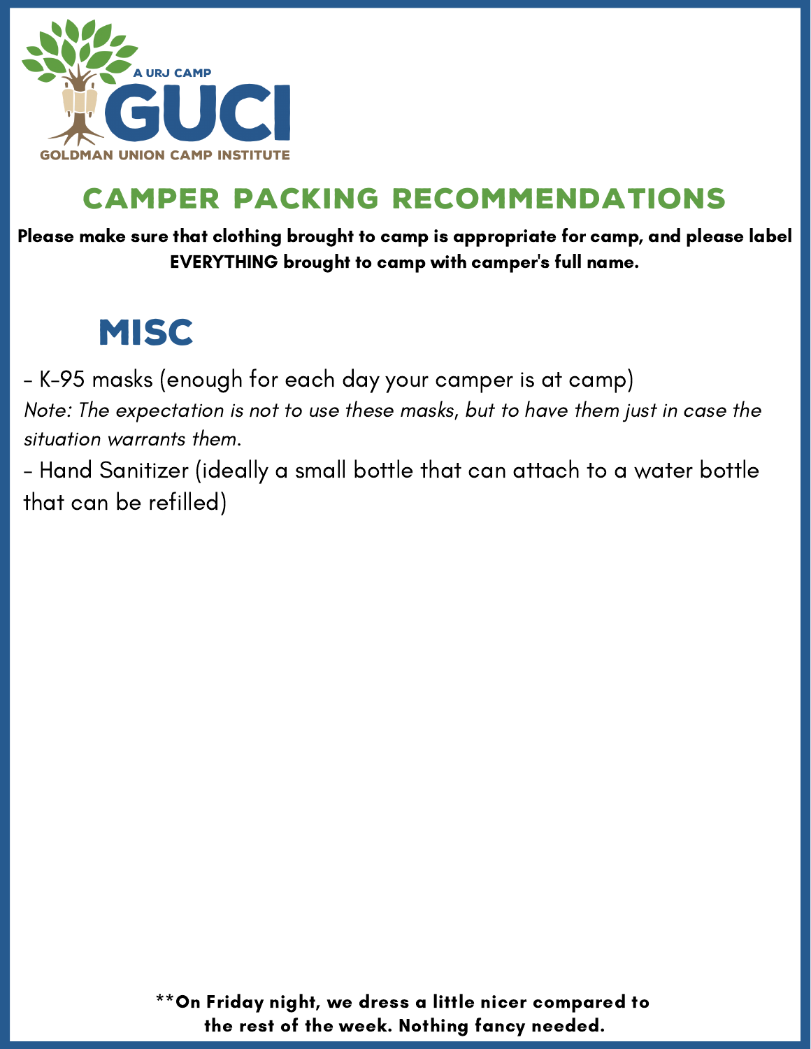A URJ CAMP

GUCI

GOLDMAN UNION CAMP INSTITUTE

# CAMPER PACKING RECOMMENDATIONS

**Please make sure that clothing brought to camp is appropriate for camp, and please label EVERYTHING brought to camp with camper's full name.**

## MISC

- K-95 masks (enough for each day your camper is at camp)

*Note: The expectation is not to use these masks, but to have them just in case the situation warrants them.*

- Hand Sanitizer (ideally a small bottle that can attach to a water bottle that can be refilled)

**\*\*On Friday night, we dress a little nicer compared to the rest of the week. Nothing fancy needed.**